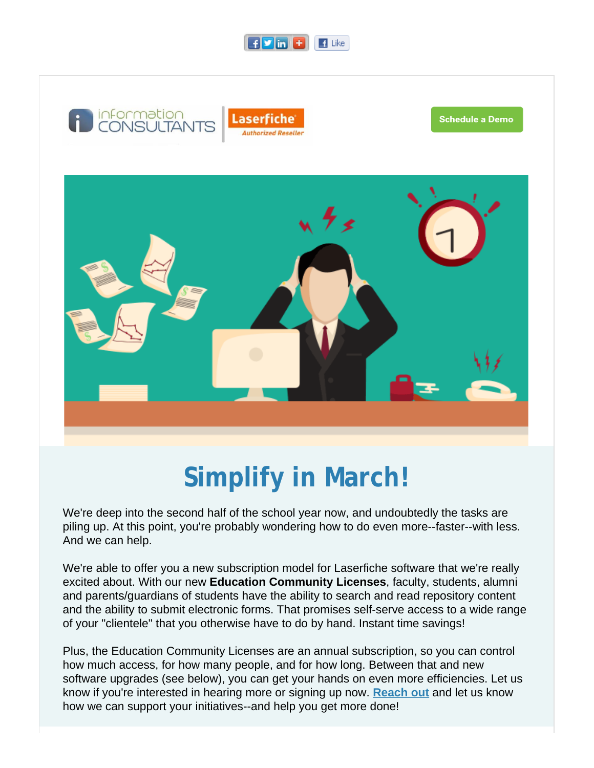Schedule a Demo

# Simplify in March!

We're deep into the second half of the school year now, and undoubtedly the tasks are piling up. At this point, you're probably wondering how to do even more--faster--with less. And we can help.

We're able to offer you a new subscription model for Laserfiche software that we're really excited about. With our new **Education Community Licenses**, faculty, students, alumni and parents/guardians of students have the ability to search and read repository content and the ability to submit electronic forms. That promises self-serve access to a wide range of your "clientele" that you otherwise have to do by hand. Instant time savings!

Plus, the Education Community Licenses are an annual subscription, so you can control how much access, for how many people, and for how long. Between that and new software upgrades (see below), you can get your hands on even more efficiencies. Let us know if you're interested in hearing more or signing up now. **Reach out** and let us know how we can support your initiatives--and help you get more done!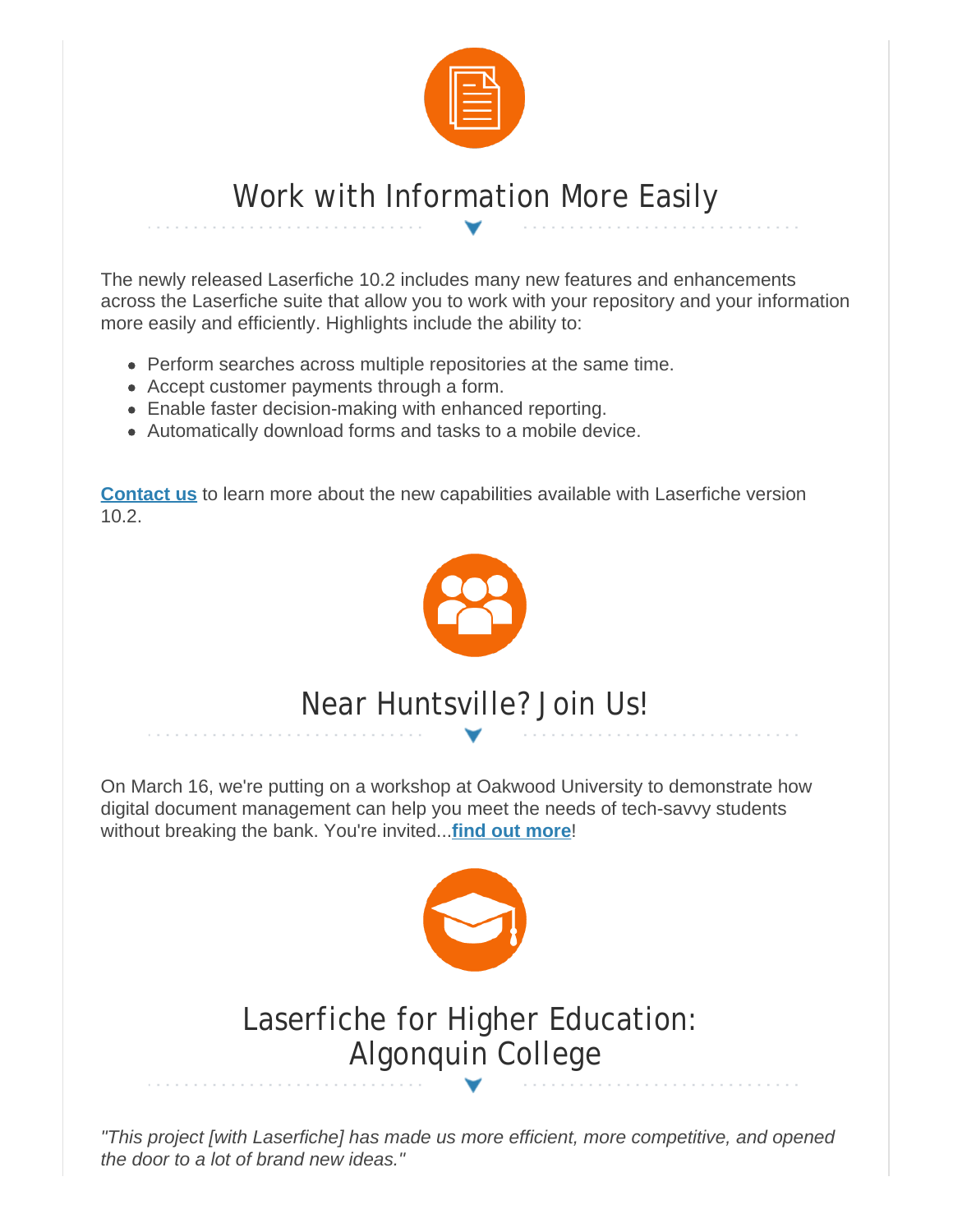## Work with Information More Easily

The newly released Laserfiche 10.2 includes many new features and enhancements across the Laserfiche suite that allow you to work with your repository and your information more easily and efficiently. Highlights include the ability to:

- Perform searches across multiple repositories at the same time.
- Accept customer payments through a form.
- Enable faster decision-making with enhanced reporting.
- Automatically download forms and tasks to a mobile device.

**Contact us** to learn more about the new capabilities available with Laserfiche version 10.2.

## Near Huntsville? Join Us!

On March 16, we're putting on a workshop at Oakwood University to demonstrate how digital document management can help you meet the needs of tech-savvy students without breaking the bank. You're invited...**find out more**!

## Laserfiche for Higher Education: Algonquin College

*"This project [with Laserfiche] has made us more efficient, more competitive, and opened the door to a lot of brand new ideas."*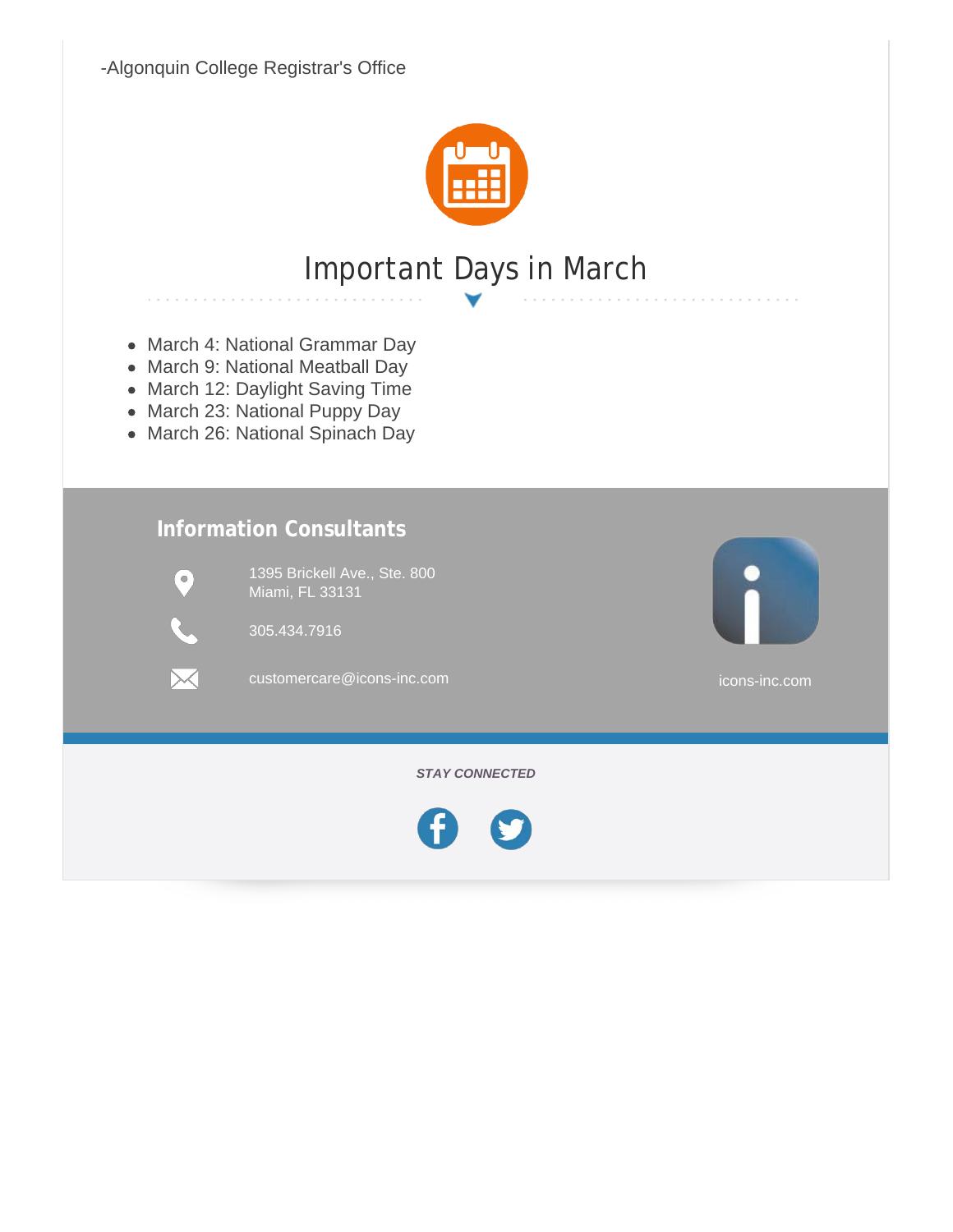-Algonquin College Registrar's Office

## Important Days in March

- March 4: National Grammar Day
- March 9: National Meatball Day
- March 12: Daylight Saving Time
- March 23: National Puppy Day
- March 26: National Spinach Day

### Information Consultants

1395 Brickell Ave., Ste. 800
Miami, FL 33131

305.434.7916

customercare@icons-inc.com

icons-inc.com

***STAY CONNECTED***